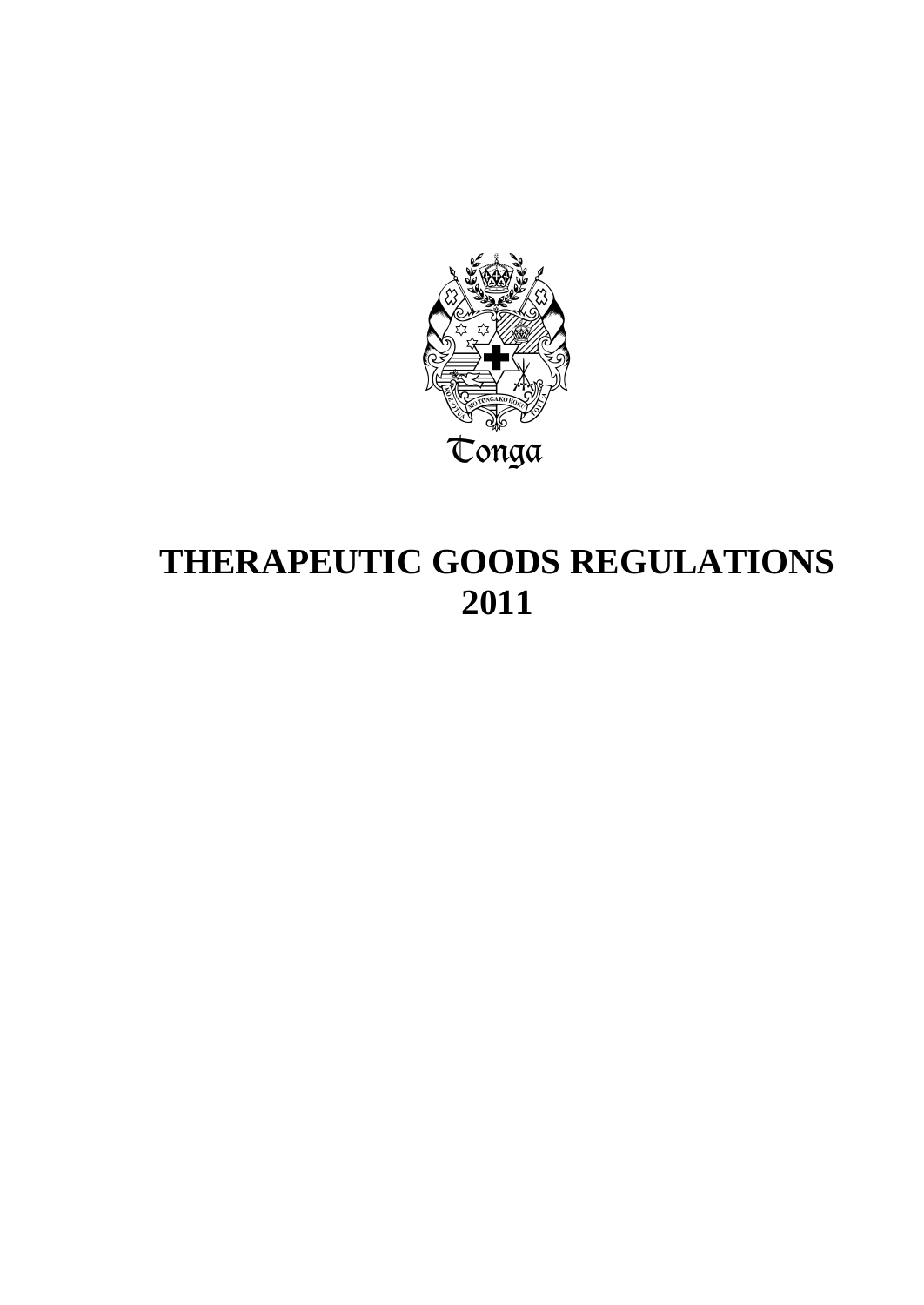Tonga

# THERAPEUTIC GOODS REGULATIONS 2011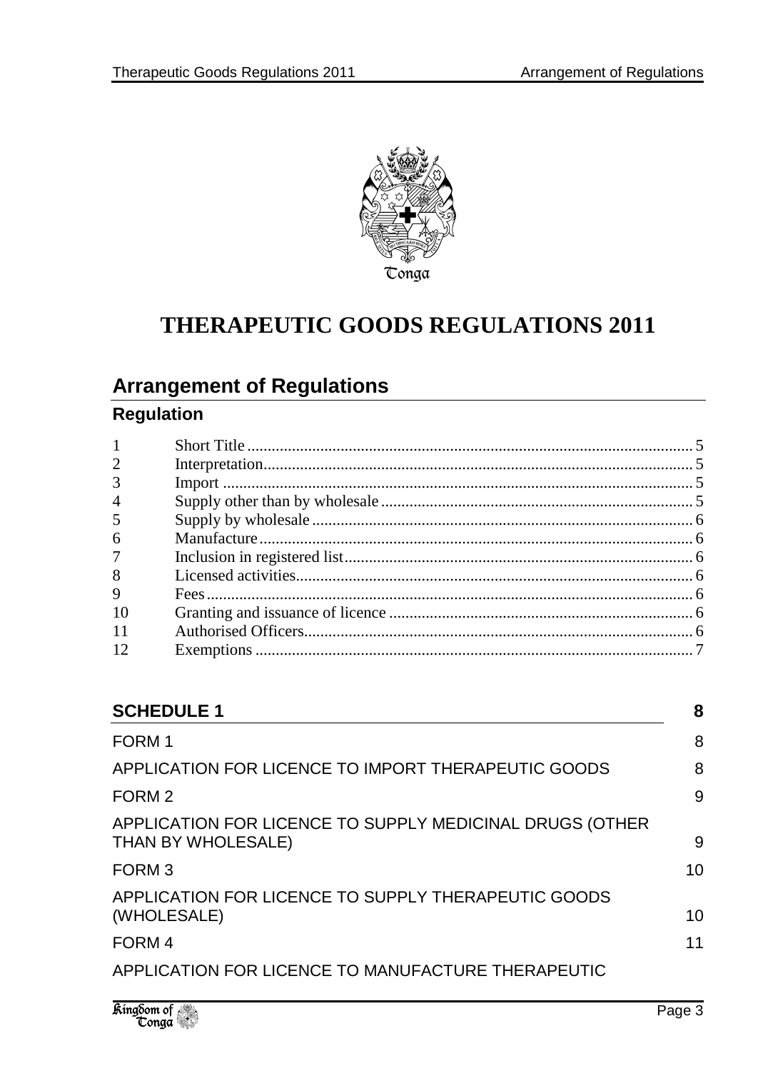Tonga

# THERAPEUTIC GOODS REGULATIONS 2011

## Arrangement of Regulations

### Regulation

| | | |
|---|---|---|
| 1 | Short Title | 5 |
| 2 | Interpretation | 5 |
| 3 | Import | 5 |
| 4 | Supply other than by wholesale | 5 |
| 5 | Supply by wholesale | 6 |
| 6 | Manufacture | 6 |
| 7 | Inclusion in registered list | 6 |
| 8 | Licensed activities | 6 |
| 9 | Fees | 6 |
| 10 | Granting and issuance of licence | 6 |
| 11 | Authorised Officers | 6 |
| 12 | Exemptions | 7 |

| | |
|---|---|
| **SCHEDULE 1** | **8** |
| FORM 1 | 8 |
| APPLICATION FOR LICENCE TO IMPORT THERAPEUTIC GOODS | 8 |
| FORM 2 | 9 |
| APPLICATION FOR LICENCE TO SUPPLY MEDICINAL DRUGS (OTHER THAN BY WHOLESALE) | 9 |
| FORM 3 | 10 |
| APPLICATION FOR LICENCE TO SUPPLY THERAPEUTIC GOODS (WHOLESALE) | 10 |
| FORM 4 | 11 |
| APPLICATION FOR LICENCE TO MANUFACTURE THERAPEUTIC | |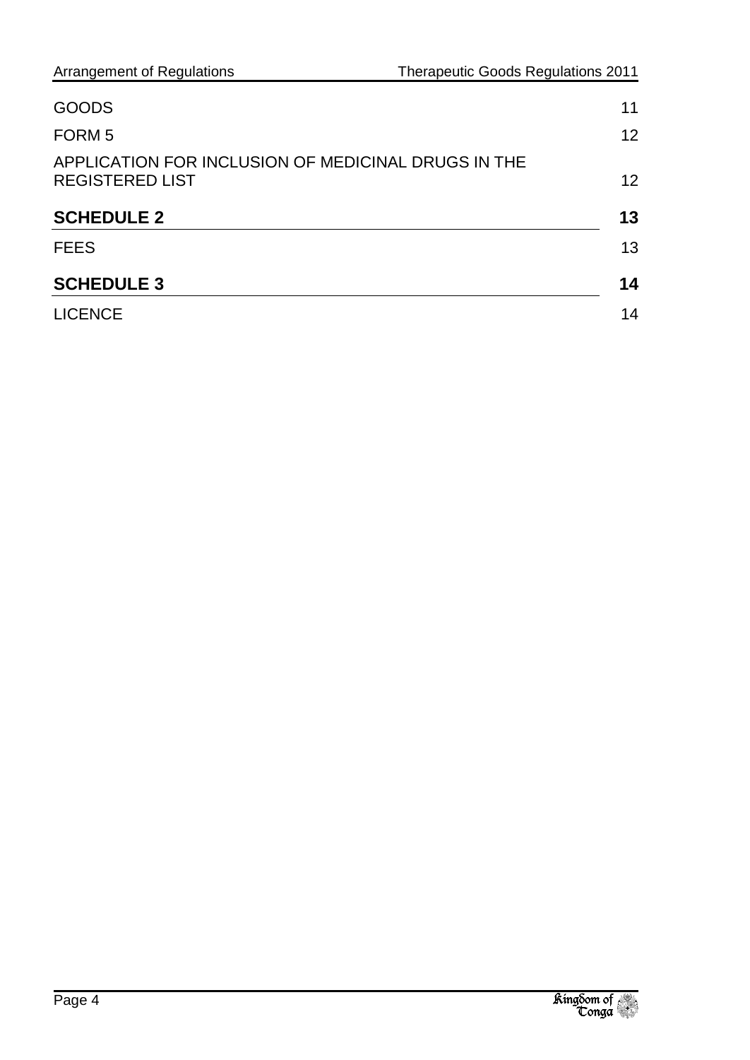| | |
|---|---|
| GOODS | 11 |
| FORM 5 | 12 |
| APPLICATION FOR INCLUSION OF MEDICINAL DRUGS IN THE REGISTERED LIST | 12 |
| **SCHEDULE 2** | **13** |
| FEES | 13 |
| **SCHEDULE 3** | **14** |
| LICENCE | 14 |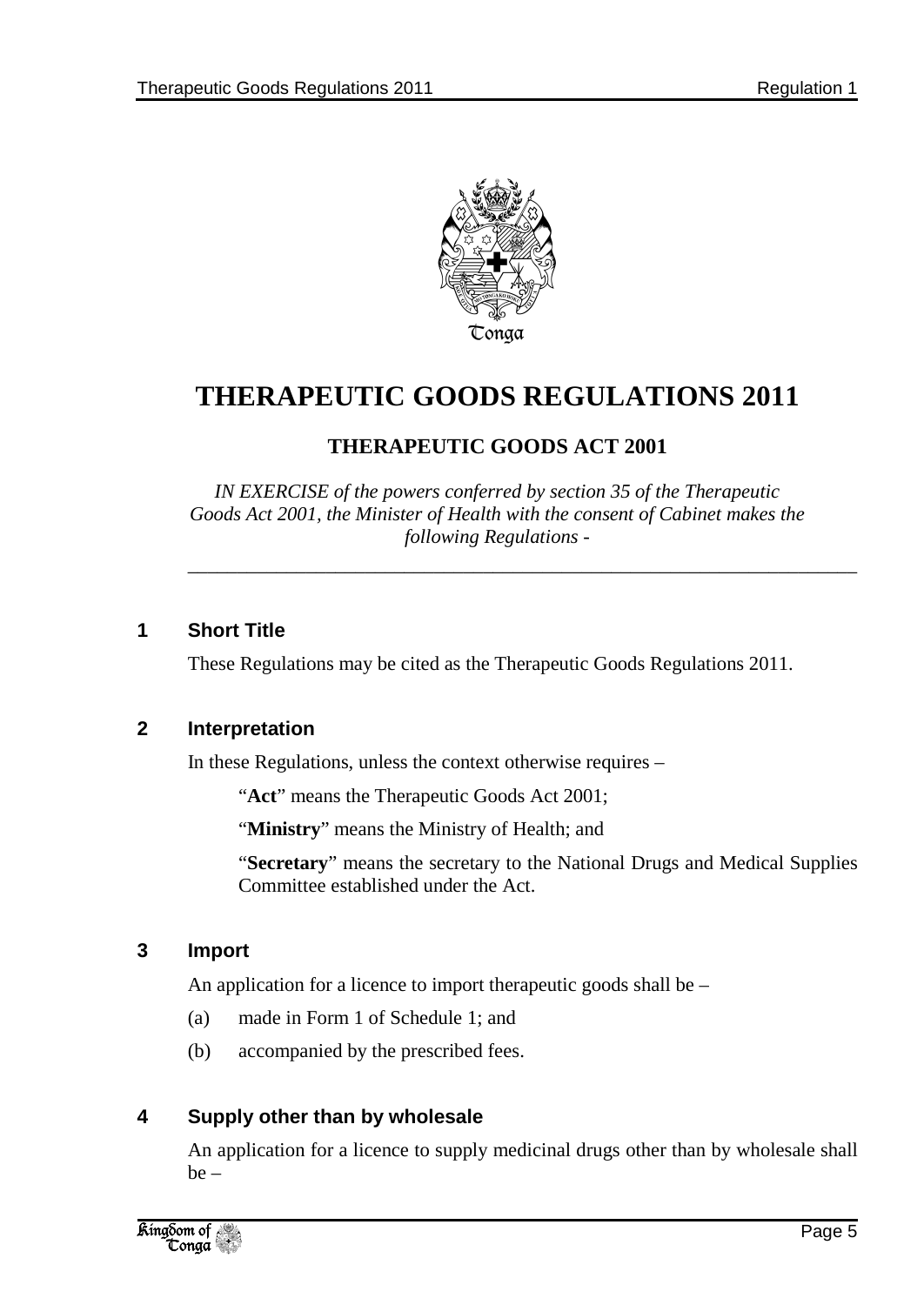Tonga

# THERAPEUTIC GOODS REGULATIONS 2011

## THERAPEUTIC GOODS ACT 2001

*IN EXERCISE of the powers conferred by section 35 of the Therapeutic Goods Act 2001, the Minister of Health with the consent of Cabinet makes the following Regulations -*

---

### 1 Short Title

These Regulations may be cited as the Therapeutic Goods Regulations 2011.

### 2 Interpretation

In these Regulations, unless the context otherwise requires –

"**Act**" means the Therapeutic Goods Act 2001;

"**Ministry**" means the Ministry of Health; and

"**Secretary**" means the secretary to the National Drugs and Medical Supplies Committee established under the Act.

### 3 Import

An application for a licence to import therapeutic goods shall be –

(a) made in Form 1 of Schedule 1; and

(b) accompanied by the prescribed fees.

### 4 Supply other than by wholesale

An application for a licence to supply medicinal drugs other than by wholesale shall be –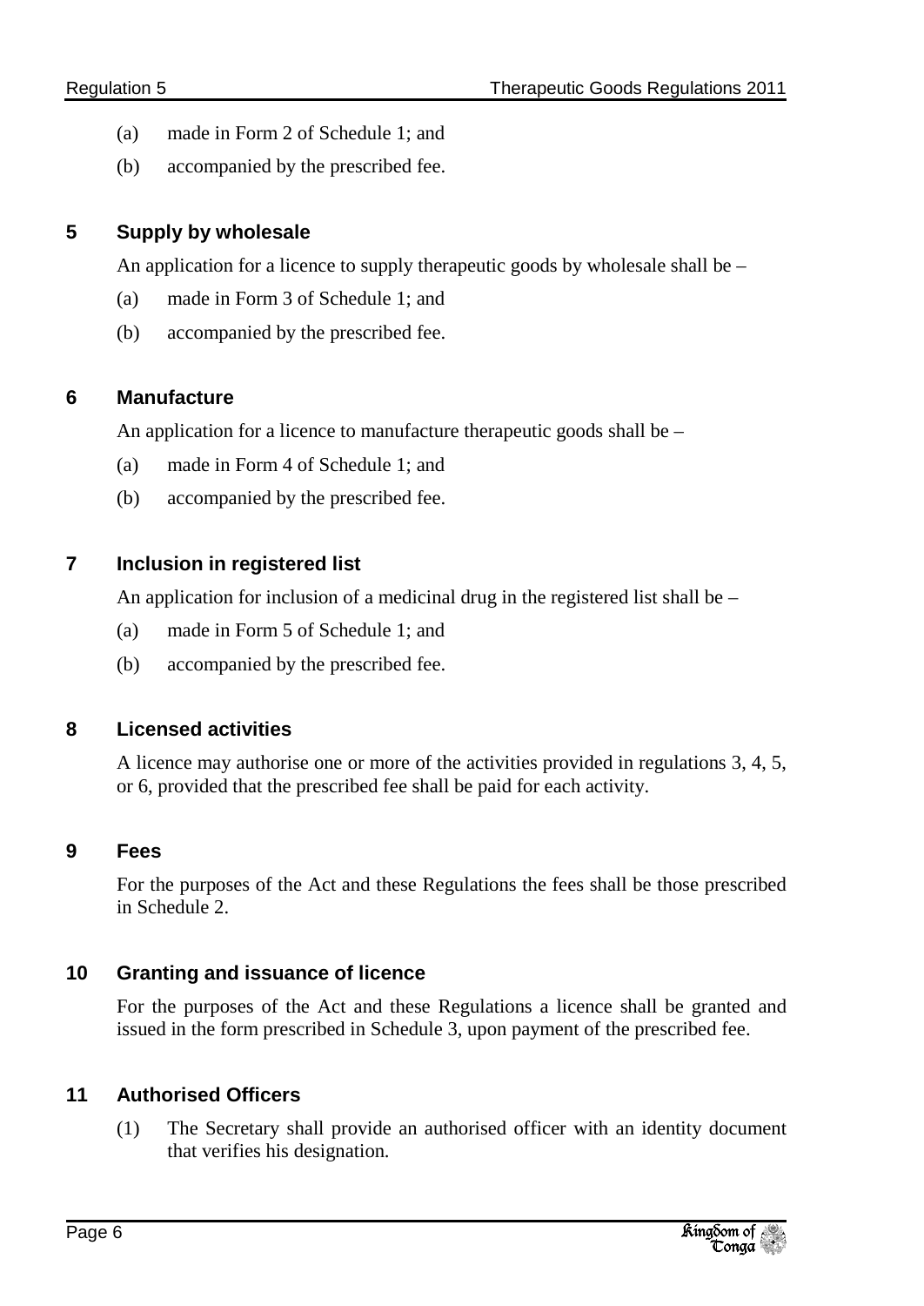(a) made in Form 2 of Schedule 1; and

(b) accompanied by the prescribed fee.

### 5 Supply by wholesale

An application for a licence to supply therapeutic goods by wholesale shall be –

(a) made in Form 3 of Schedule 1; and

(b) accompanied by the prescribed fee.

### 6 Manufacture

An application for a licence to manufacture therapeutic goods shall be –

(a) made in Form 4 of Schedule 1; and

(b) accompanied by the prescribed fee.

### 7 Inclusion in registered list

An application for inclusion of a medicinal drug in the registered list shall be –

(a) made in Form 5 of Schedule 1; and

(b) accompanied by the prescribed fee.

### 8 Licensed activities

A licence may authorise one or more of the activities provided in regulations 3, 4, 5, or 6, provided that the prescribed fee shall be paid for each activity.

### 9 Fees

For the purposes of the Act and these Regulations the fees shall be those prescribed in Schedule 2.

### 10 Granting and issuance of licence

For the purposes of the Act and these Regulations a licence shall be granted and issued in the form prescribed in Schedule 3, upon payment of the prescribed fee.

### 11 Authorised Officers

(1) The Secretary shall provide an authorised officer with an identity document that verifies his designation.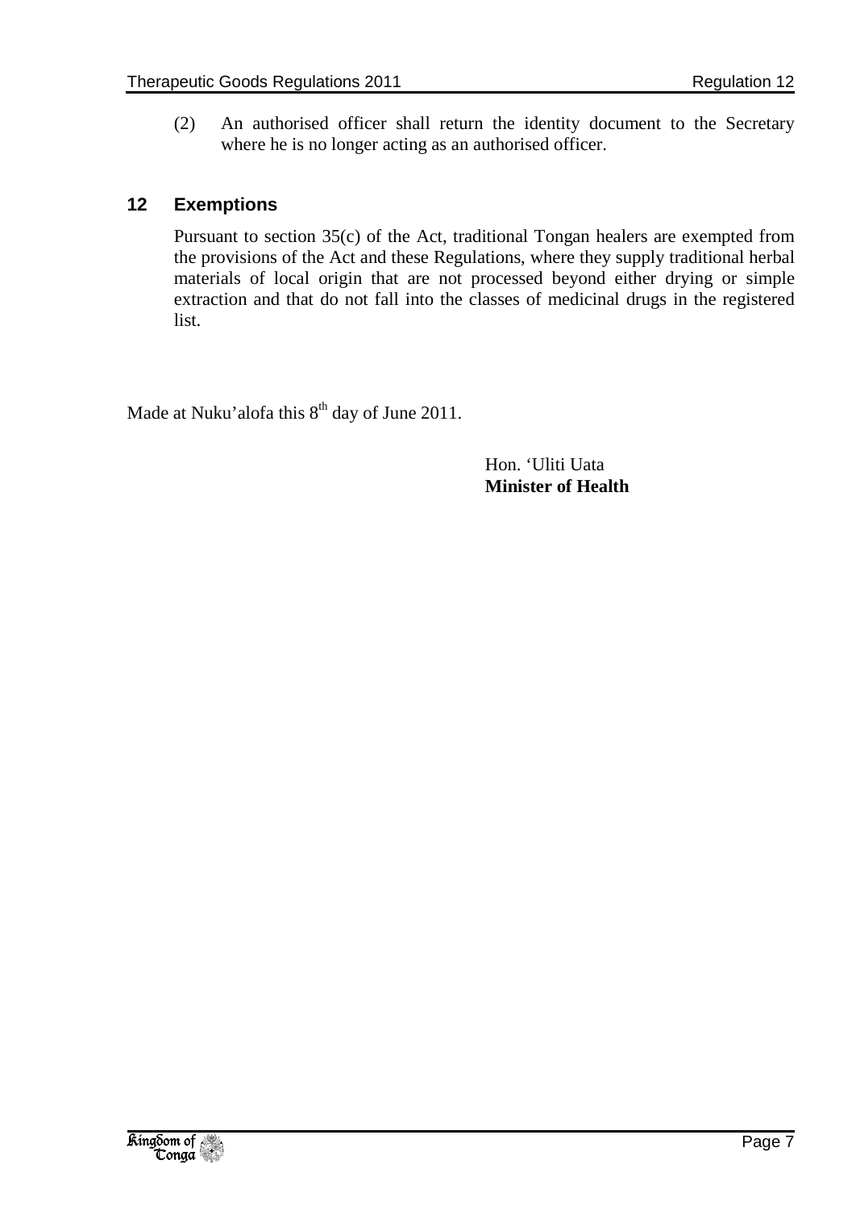(2) An authorised officer shall return the identity document to the Secretary where he is no longer acting as an authorised officer.

## 12 Exemptions

Pursuant to section 35(c) of the Act, traditional Tongan healers are exempted from the provisions of the Act and these Regulations, where they supply traditional herbal materials of local origin that are not processed beyond either drying or simple extraction and that do not fall into the classes of medicinal drugs in the registered list.

Made at Nuku'alofa this 8th day of June 2011.

Hon. 'Uliti Uata
**Minister of Health**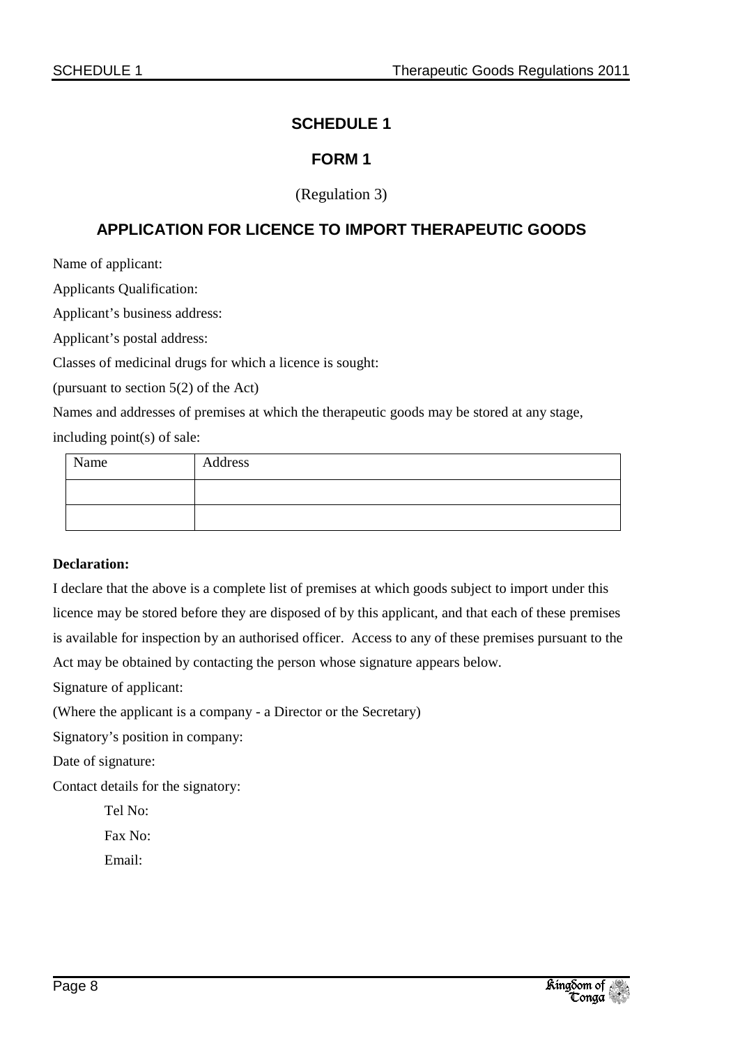# SCHEDULE 1

## FORM 1

(Regulation 3)

## APPLICATION FOR LICENCE TO IMPORT THERAPEUTIC GOODS

Name of applicant:

Applicants Qualification:

Applicant's business address:

Applicant's postal address:

Classes of medicinal drugs for which a licence is sought:

(pursuant to section 5(2) of the Act)

Names and addresses of premises at which the therapeutic goods may be stored at any stage, including point(s) of sale:

| Name | Address |
|---|---|
| | |
| | |

**Declaration:**

I declare that the above is a complete list of premises at which goods subject to import under this licence may be stored before they are disposed of by this applicant, and that each of these premises is available for inspection by an authorised officer. Access to any of these premises pursuant to the Act may be obtained by contacting the person whose signature appears below.

Signature of applicant:

(Where the applicant is a company - a Director or the Secretary)

Signatory's position in company:

Date of signature:

Contact details for the signatory:

Tel No:

Fax No:

Email: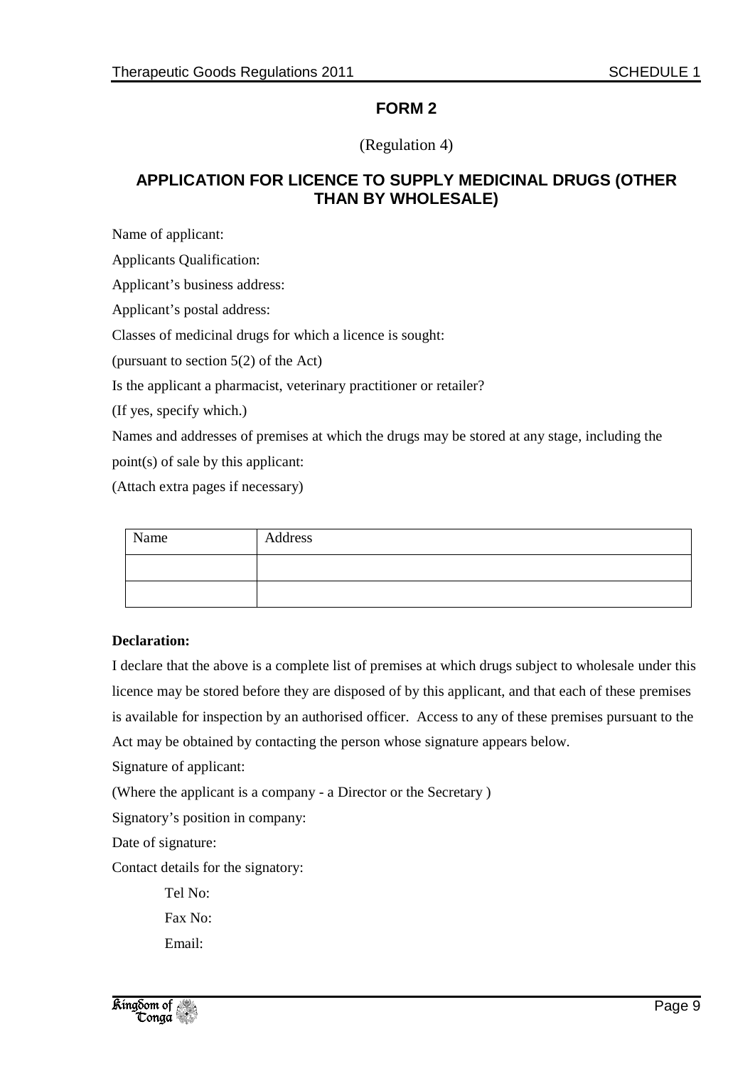## FORM 2

(Regulation 4)

## APPLICATION FOR LICENCE TO SUPPLY MEDICINAL DRUGS (OTHER THAN BY WHOLESALE)

Name of applicant:

Applicants Qualification:

Applicant's business address:

Applicant's postal address:

Classes of medicinal drugs for which a licence is sought:

(pursuant to section 5(2) of the Act)

Is the applicant a pharmacist, veterinary practitioner or retailer?

(If yes, specify which.)

Names and addresses of premises at which the drugs may be stored at any stage, including the point(s) of sale by this applicant:

(Attach extra pages if necessary)

| Name | Address |
| --- | --- |
| | |
| | |

**Declaration:**

I declare that the above is a complete list of premises at which drugs subject to wholesale under this licence may be stored before they are disposed of by this applicant, and that each of these premises is available for inspection by an authorised officer. Access to any of these premises pursuant to the Act may be obtained by contacting the person whose signature appears below.

Signature of applicant:

(Where the applicant is a company - a Director or the Secretary )

Signatory's position in company:

Date of signature:

Contact details for the signatory:

Tel No:

Fax No:

Email: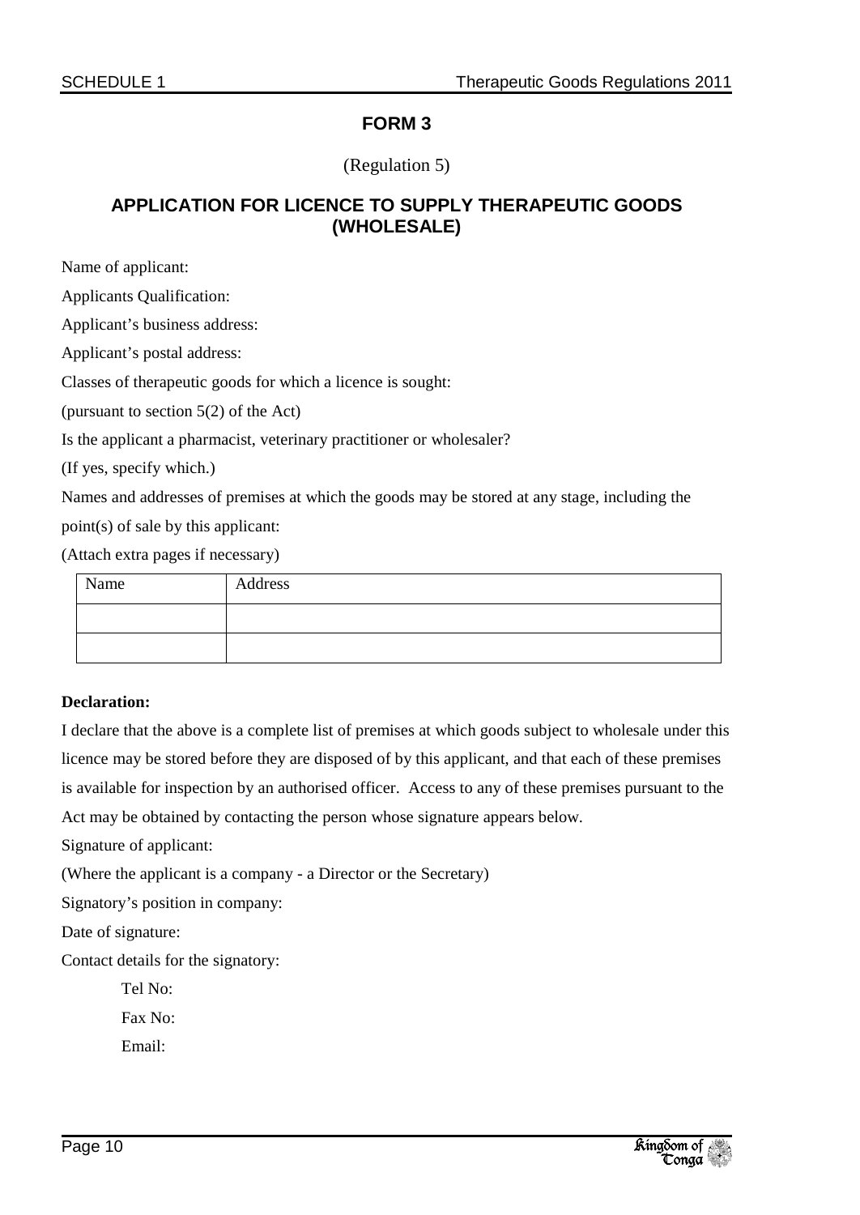## FORM 3

(Regulation 5)

## APPLICATION FOR LICENCE TO SUPPLY THERAPEUTIC GOODS (WHOLESALE)

Name of applicant:

Applicants Qualification:

Applicant's business address:

Applicant's postal address:

Classes of therapeutic goods for which a licence is sought:

(pursuant to section 5(2) of the Act)

Is the applicant a pharmacist, veterinary practitioner or wholesaler?

(If yes, specify which.)

Names and addresses of premises at which the goods may be stored at any stage, including the point(s) of sale by this applicant:

(Attach extra pages if necessary)

| Name | Address |
|---|---|
| | |
| | |

**Declaration:**

I declare that the above is a complete list of premises at which goods subject to wholesale under this licence may be stored before they are disposed of by this applicant, and that each of these premises is available for inspection by an authorised officer. Access to any of these premises pursuant to the Act may be obtained by contacting the person whose signature appears below.

Signature of applicant:

(Where the applicant is a company - a Director or the Secretary)

Signatory's position in company:

Date of signature:

Contact details for the signatory:

Tel No:

Fax No:

Email: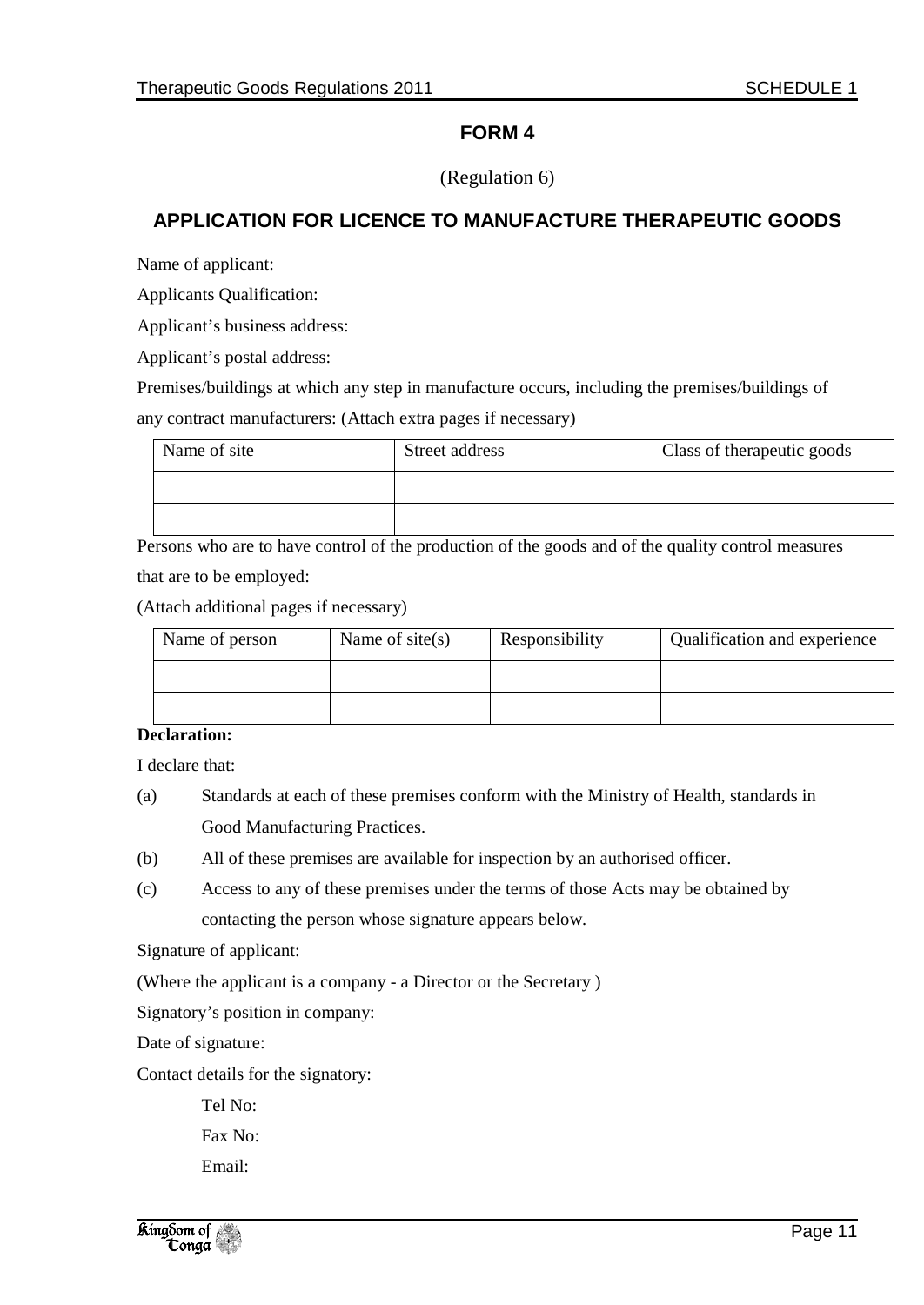## FORM 4

(Regulation 6)

## APPLICATION FOR LICENCE TO MANUFACTURE THERAPEUTIC GOODS

Name of applicant:

Applicants Qualification:

Applicant's business address:

Applicant's postal address:

Premises/buildings at which any step in manufacture occurs, including the premises/buildings of any contract manufacturers: (Attach extra pages if necessary)

| Name of site | Street address | Class of therapeutic goods |
|---|---|---|
| | | |
| | | |

Persons who are to have control of the production of the goods and of the quality control measures that are to be employed:

(Attach additional pages if necessary)

| Name of person | Name of site(s) | Responsibility | Qualification and experience |
|---|---|---|---|
| | | | |
| | | | |

**Declaration:**

I declare that:

(a) Standards at each of these premises conform with the Ministry of Health, standards in Good Manufacturing Practices.

(b) All of these premises are available for inspection by an authorised officer.

(c) Access to any of these premises under the terms of those Acts may be obtained by contacting the person whose signature appears below.

Signature of applicant:

(Where the applicant is a company - a Director or the Secretary )

Signatory's position in company:

Date of signature:

Contact details for the signatory:

Tel No:

Fax No:

Email: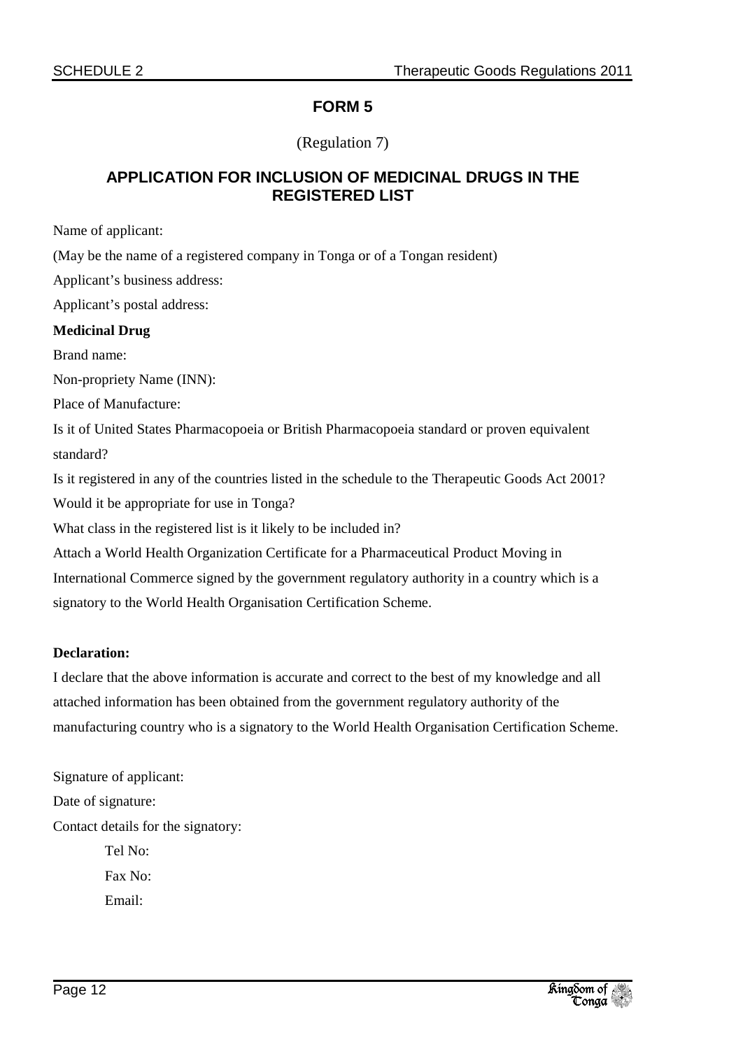## FORM 5

(Regulation 7)

## APPLICATION FOR INCLUSION OF MEDICINAL DRUGS IN THE REGISTERED LIST

Name of applicant:

(May be the name of a registered company in Tonga or of a Tongan resident)

Applicant's business address:

Applicant's postal address:

**Medicinal Drug**

Brand name:

Non-propriety Name (INN):

Place of Manufacture:

Is it of United States Pharmacopoeia or British Pharmacopoeia standard or proven equivalent standard?

Is it registered in any of the countries listed in the schedule to the Therapeutic Goods Act 2001?

Would it be appropriate for use in Tonga?

What class in the registered list is it likely to be included in?

Attach a World Health Organization Certificate for a Pharmaceutical Product Moving in International Commerce signed by the government regulatory authority in a country which is a signatory to the World Health Organisation Certification Scheme.

**Declaration:**

I declare that the above information is accurate and correct to the best of my knowledge and all attached information has been obtained from the government regulatory authority of the manufacturing country who is a signatory to the World Health Organisation Certification Scheme.

Signature of applicant:

Date of signature:

Contact details for the signatory:

Tel No:

Fax No:

Email: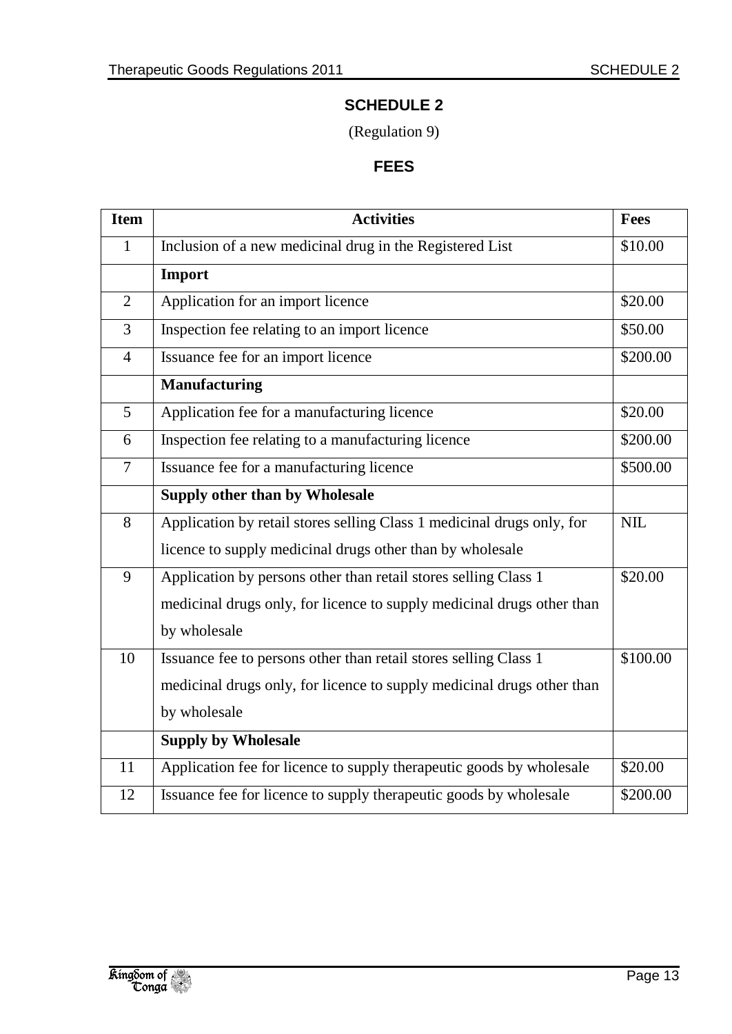# SCHEDULE 2

(Regulation 9)

## FEES

| Item | Activities | Fees |
|---|---|---|
| 1 | Inclusion of a new medicinal drug in the Registered List | $10.00 |
| | **Import** | |
| 2 | Application for an import licence | $20.00 |
| 3 | Inspection fee relating to an import licence | $50.00 |
| 4 | Issuance fee for an import licence | $200.00 |
| | **Manufacturing** | |
| 5 | Application fee for a manufacturing licence | $20.00 |
| 6 | Inspection fee relating to a manufacturing licence | $200.00 |
| 7 | Issuance fee for a manufacturing licence | $500.00 |
| | **Supply other than by Wholesale** | |
| 8 | Application by retail stores selling Class 1 medicinal drugs only, for licence to supply medicinal drugs other than by wholesale | NIL |
| 9 | Application by persons other than retail stores selling Class 1 medicinal drugs only, for licence to supply medicinal drugs other than by wholesale | $20.00 |
| 10 | Issuance fee to persons other than retail stores selling Class 1 medicinal drugs only, for licence to supply medicinal drugs other than by wholesale | $100.00 |
| | **Supply by Wholesale** | |
| 11 | Application fee for licence to supply therapeutic goods by wholesale | $20.00 |
| 12 | Issuance fee for licence to supply therapeutic goods by wholesale | $200.00 |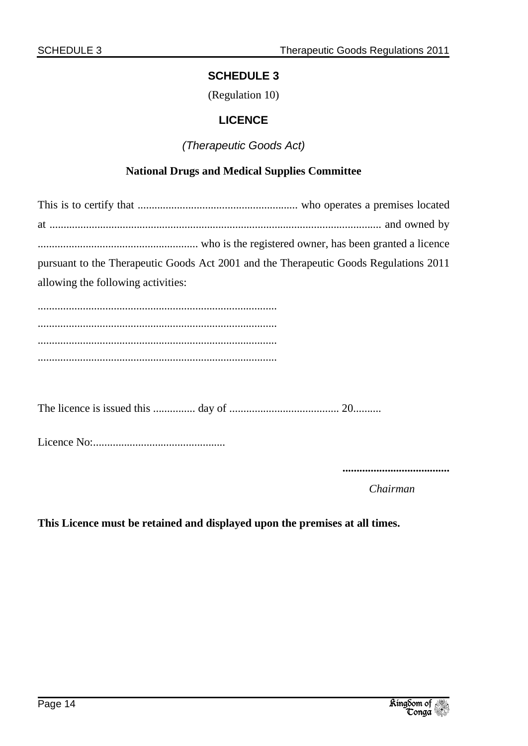## SCHEDULE 3

(Regulation 10)

## LICENCE

*(Therapeutic Goods Act)*

**National Drugs and Medical Supplies Committee**

This is to certify that ......................................................... who operates a premises located at ..................................................................................................................... and owned by ......................................................... who is the registered owner, has been granted a licence pursuant to the Therapeutic Goods Act 2001 and the Therapeutic Goods Regulations 2011 allowing the following activities:

.....................................................................................
.....................................................................................
.....................................................................................
.....................................................................................

The licence is issued this ............... day of ....................................... 20..........

Licence No:...............................................

**......................................**

*Chairman*

**This Licence must be retained and displayed upon the premises at all times.**